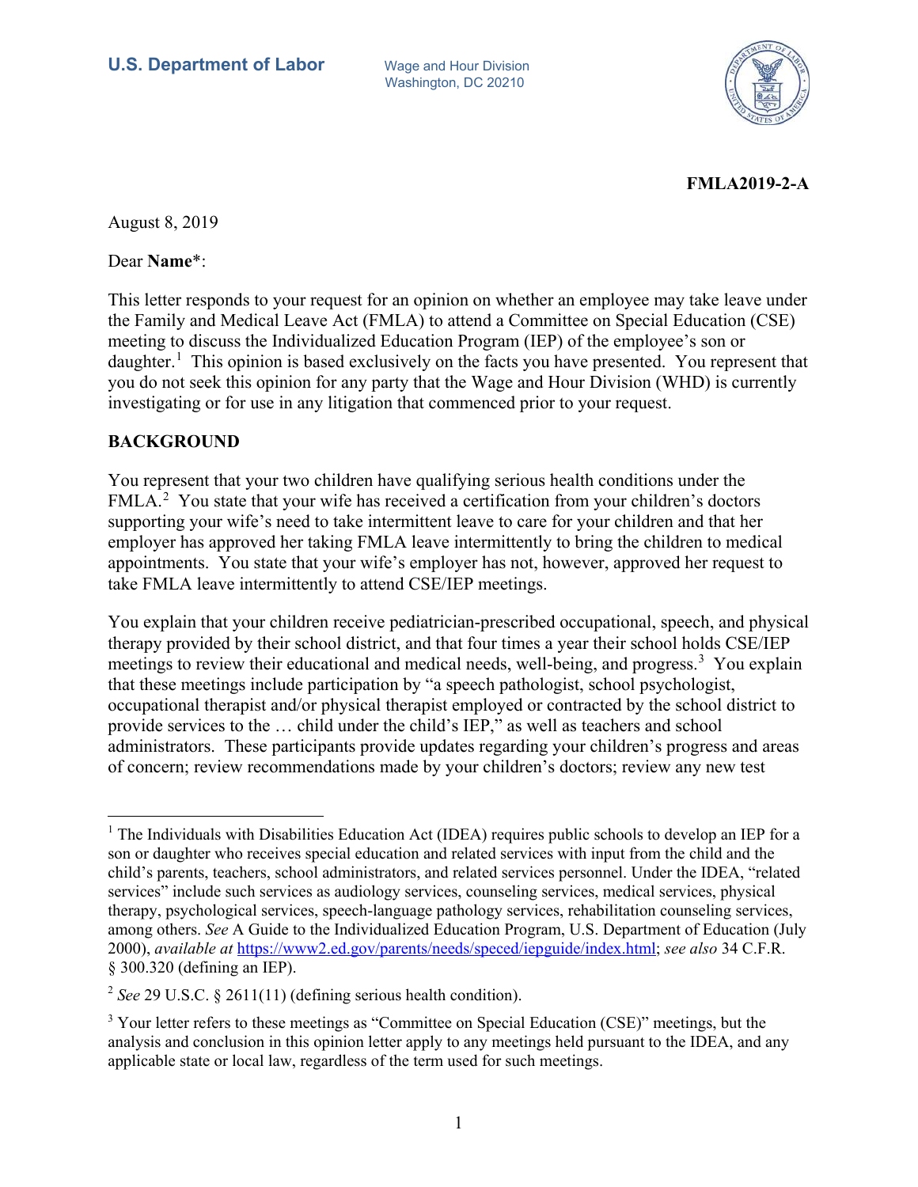U.S. Department of Labor

Wage and Hour Division
Washington, DC 20210

**FMLA2019-2-A**

August 8, 2019

Dear **Name***:

This letter responds to your request for an opinion on whether an employee may take leave under the Family and Medical Leave Act (FMLA) to attend a Committee on Special Education (CSE) meeting to discuss the Individualized Education Program (IEP) of the employee's son or daughter.[1] This opinion is based exclusively on the facts you have presented. You represent that you do not seek this opinion for any party that the Wage and Hour Division (WHD) is currently investigating or for use in any litigation that commenced prior to your request.

## BACKGROUND

You represent that your two children have qualifying serious health conditions under the FMLA.[2] You state that your wife has received a certification from your children's doctors supporting your wife's need to take intermittent leave to care for your children and that her employer has approved her taking FMLA leave intermittently to bring the children to medical appointments. You state that your wife's employer has not, however, approved her request to take FMLA leave intermittently to attend CSE/IEP meetings.

You explain that your children receive pediatrician-prescribed occupational, speech, and physical therapy provided by their school district, and that four times a year their school holds CSE/IEP meetings to review their educational and medical needs, well-being, and progress.[3] You explain that these meetings include participation by "a speech pathologist, school psychologist, occupational therapist and/or physical therapist employed or contracted by the school district to provide services to the … child under the child's IEP," as well as teachers and school administrators. These participants provide updates regarding your children's progress and areas of concern; review recommendations made by your children's doctors; review any new test

---

[1] The Individuals with Disabilities Education Act (IDEA) requires public schools to develop an IEP for a son or daughter who receives special education and related services with input from the child and the child's parents, teachers, school administrators, and related services personnel. Under the IDEA, "related services" include such services as audiology services, counseling services, medical services, physical therapy, psychological services, speech-language pathology services, rehabilitation counseling services, among others. *See* A Guide to the Individualized Education Program, U.S. Department of Education (July 2000), *available at* https://www2.ed.gov/parents/needs/speced/iepguide/index.html; *see also* 34 C.F.R. § 300.320 (defining an IEP).

[2] *See* 29 U.S.C. § 2611(11) (defining serious health condition).

[3] Your letter refers to these meetings as "Committee on Special Education (CSE)" meetings, but the analysis and conclusion in this opinion letter apply to any meetings held pursuant to the IDEA, and any applicable state or local law, regardless of the term used for such meetings.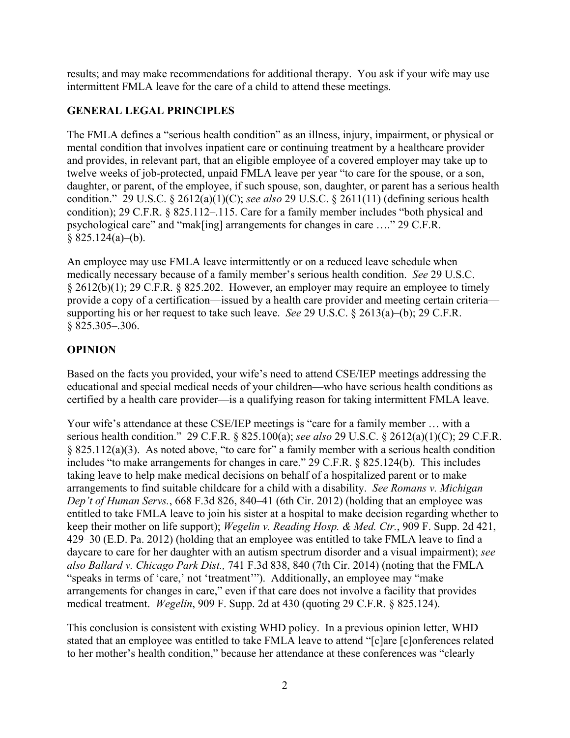results; and may make recommendations for additional therapy. You ask if your wife may use intermittent FMLA leave for the care of a child to attend these meetings.

## GENERAL LEGAL PRINCIPLES

The FMLA defines a "serious health condition" as an illness, injury, impairment, or physical or mental condition that involves inpatient care or continuing treatment by a healthcare provider and provides, in relevant part, that an eligible employee of a covered employer may take up to twelve weeks of job-protected, unpaid FMLA leave per year "to care for the spouse, or a son, daughter, or parent, of the employee, if such spouse, son, daughter, or parent has a serious health condition." 29 U.S.C. § 2612(a)(1)(C); *see also* 29 U.S.C. § 2611(11) (defining serious health condition); 29 C.F.R. § 825.112–.115. Care for a family member includes "both physical and psychological care" and "mak[ing] arrangements for changes in care …." 29 C.F.R. § 825.124(a)–(b).

An employee may use FMLA leave intermittently or on a reduced leave schedule when medically necessary because of a family member's serious health condition. *See* 29 U.S.C. § 2612(b)(1); 29 C.F.R. § 825.202. However, an employer may require an employee to timely provide a copy of a certification—issued by a health care provider and meeting certain criteria—supporting his or her request to take such leave. *See* 29 U.S.C. § 2613(a)–(b); 29 C.F.R. § 825.305–.306.

## OPINION

Based on the facts you provided, your wife's need to attend CSE/IEP meetings addressing the educational and special medical needs of your children—who have serious health conditions as certified by a health care provider—is a qualifying reason for taking intermittent FMLA leave.

Your wife's attendance at these CSE/IEP meetings is "care for a family member … with a serious health condition." 29 C.F.R. § 825.100(a); *see also* 29 U.S.C. § 2612(a)(1)(C); 29 C.F.R. § 825.112(a)(3). As noted above, "to care for" a family member with a serious health condition includes "to make arrangements for changes in care." 29 C.F.R. § 825.124(b). This includes taking leave to help make medical decisions on behalf of a hospitalized parent or to make arrangements to find suitable childcare for a child with a disability. *See Romans v. Michigan Dep't of Human Servs.*, 668 F.3d 826, 840–41 (6th Cir. 2012) (holding that an employee was entitled to take FMLA leave to join his sister at a hospital to make decision regarding whether to keep their mother on life support); *Wegelin v. Reading Hosp. & Med. Ctr.*, 909 F. Supp. 2d 421, 429–30 (E.D. Pa. 2012) (holding that an employee was entitled to take FMLA leave to find a daycare to care for her daughter with an autism spectrum disorder and a visual impairment); *see also Ballard v. Chicago Park Dist.,* 741 F.3d 838, 840 (7th Cir. 2014) (noting that the FMLA "speaks in terms of 'care,' not 'treatment'"). Additionally, an employee may "make arrangements for changes in care," even if that care does not involve a facility that provides medical treatment. *Wegelin*, 909 F. Supp. 2d at 430 (quoting 29 C.F.R. § 825.124).

This conclusion is consistent with existing WHD policy. In a previous opinion letter, WHD stated that an employee was entitled to take FMLA leave to attend "[c]are [c]onferences related to her mother's health condition," because her attendance at these conferences was "clearly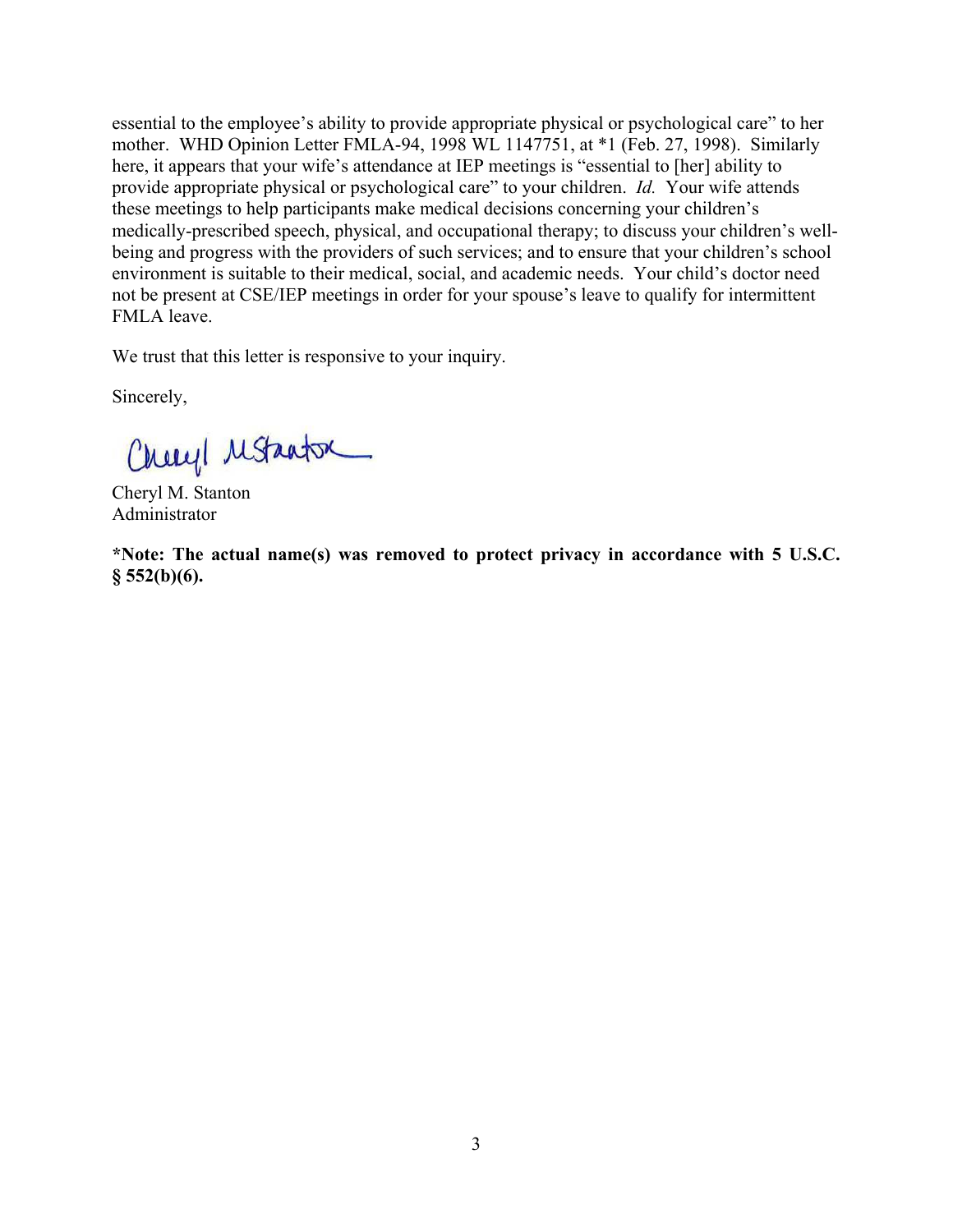essential to the employee's ability to provide appropriate physical or psychological care" to her mother. WHD Opinion Letter FMLA-94, 1998 WL 1147751, at *1 (Feb. 27, 1998). Similarly here, it appears that your wife's attendance at IEP meetings is "essential to [her] ability to provide appropriate physical or psychological care" to your children. *Id.* Your wife attends these meetings to help participants make medical decisions concerning your children's medically-prescribed speech, physical, and occupational therapy; to discuss your children's well-being and progress with the providers of such services; and to ensure that your children's school environment is suitable to their medical, social, and academic needs. Your child's doctor need not be present at CSE/IEP meetings in order for your spouse's leave to qualify for intermittent FMLA leave.

We trust that this letter is responsive to your inquiry.

Sincerely,

Cheryl M. Stanton

Cheryl M. Stanton
Administrator

**\*Note: The actual name(s) was removed to protect privacy in accordance with 5 U.S.C. § 552(b)(6).**